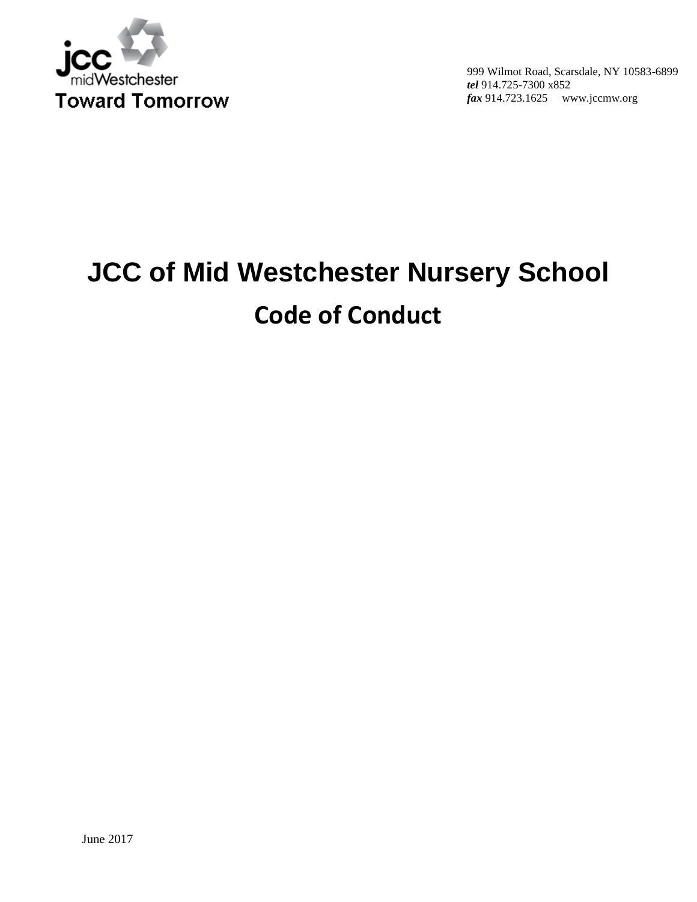jcc midWestchester

Toward Tomorrow

999 Wilmot Road, Scarsdale, NY 10583-6899
*tel* 914.725-7300 x852
*fax* 914.723.1625     www.jccmw.org

# JCC of Mid Westchester Nursery School

## Code of Conduct

June 2017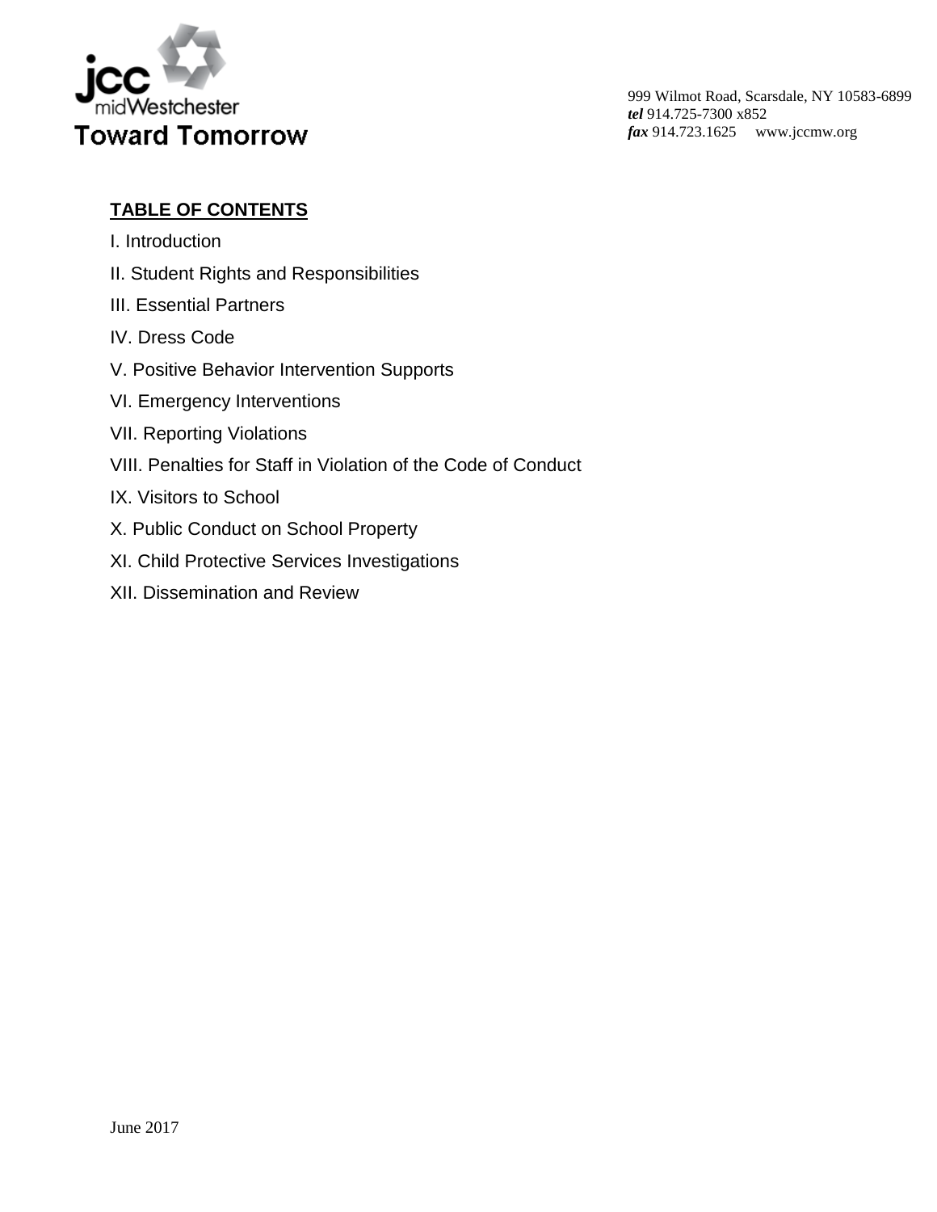jcc midWestchester
Toward Tomorrow

999 Wilmot Road, Scarsdale, NY 10583-6899
***tel*** 914.725-7300 x852
***fax*** 914.723.1625 www.jccmw.org

## TABLE OF CONTENTS

I. Introduction

II. Student Rights and Responsibilities

III. Essential Partners

IV. Dress Code

V. Positive Behavior Intervention Supports

VI. Emergency Interventions

VII. Reporting Violations

VIII. Penalties for Staff in Violation of the Code of Conduct

IX. Visitors to School

X. Public Conduct on School Property

XI. Child Protective Services Investigations

XII. Dissemination and Review

June 2017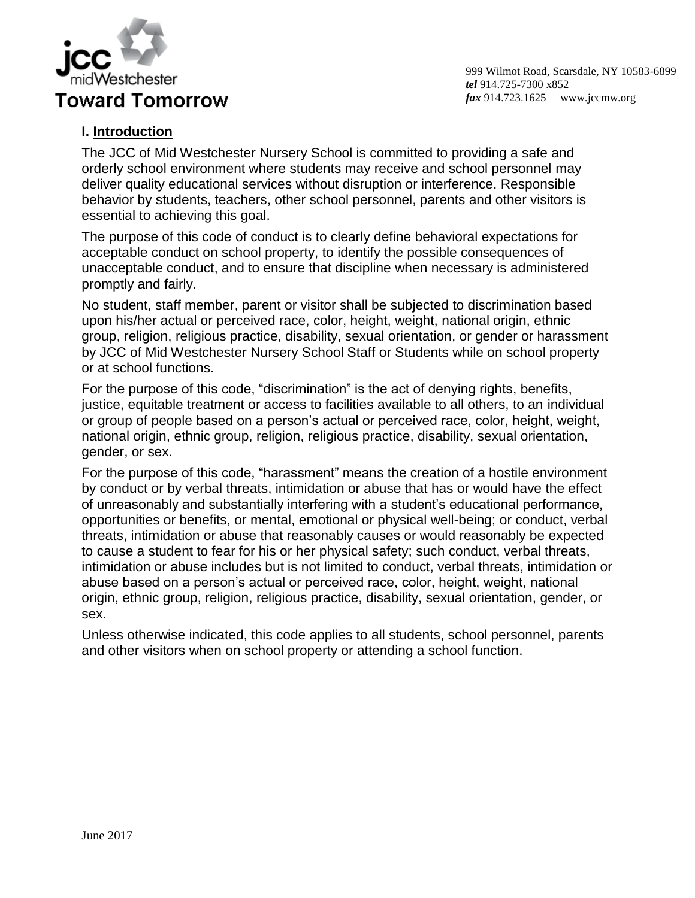## I. Introduction

The JCC of Mid Westchester Nursery School is committed to providing a safe and orderly school environment where students may receive and school personnel may deliver quality educational services without disruption or interference. Responsible behavior by students, teachers, other school personnel, parents and other visitors is essential to achieving this goal.

The purpose of this code of conduct is to clearly define behavioral expectations for acceptable conduct on school property, to identify the possible consequences of unacceptable conduct, and to ensure that discipline when necessary is administered promptly and fairly.

No student, staff member, parent or visitor shall be subjected to discrimination based upon his/her actual or perceived race, color, height, weight, national origin, ethnic group, religion, religious practice, disability, sexual orientation, or gender or harassment by JCC of Mid Westchester Nursery School Staff or Students while on school property or at school functions.

For the purpose of this code, "discrimination" is the act of denying rights, benefits, justice, equitable treatment or access to facilities available to all others, to an individual or group of people based on a person's actual or perceived race, color, height, weight, national origin, ethnic group, religion, religious practice, disability, sexual orientation, gender, or sex.

For the purpose of this code, "harassment" means the creation of a hostile environment by conduct or by verbal threats, intimidation or abuse that has or would have the effect of unreasonably and substantially interfering with a student's educational performance, opportunities or benefits, or mental, emotional or physical well-being; or conduct, verbal threats, intimidation or abuse that reasonably causes or would reasonably be expected to cause a student to fear for his or her physical safety; such conduct, verbal threats, intimidation or abuse includes but is not limited to conduct, verbal threats, intimidation or abuse based on a person's actual or perceived race, color, height, weight, national origin, ethnic group, religion, religious practice, disability, sexual orientation, gender, or sex.

Unless otherwise indicated, this code applies to all students, school personnel, parents and other visitors when on school property or attending a school function.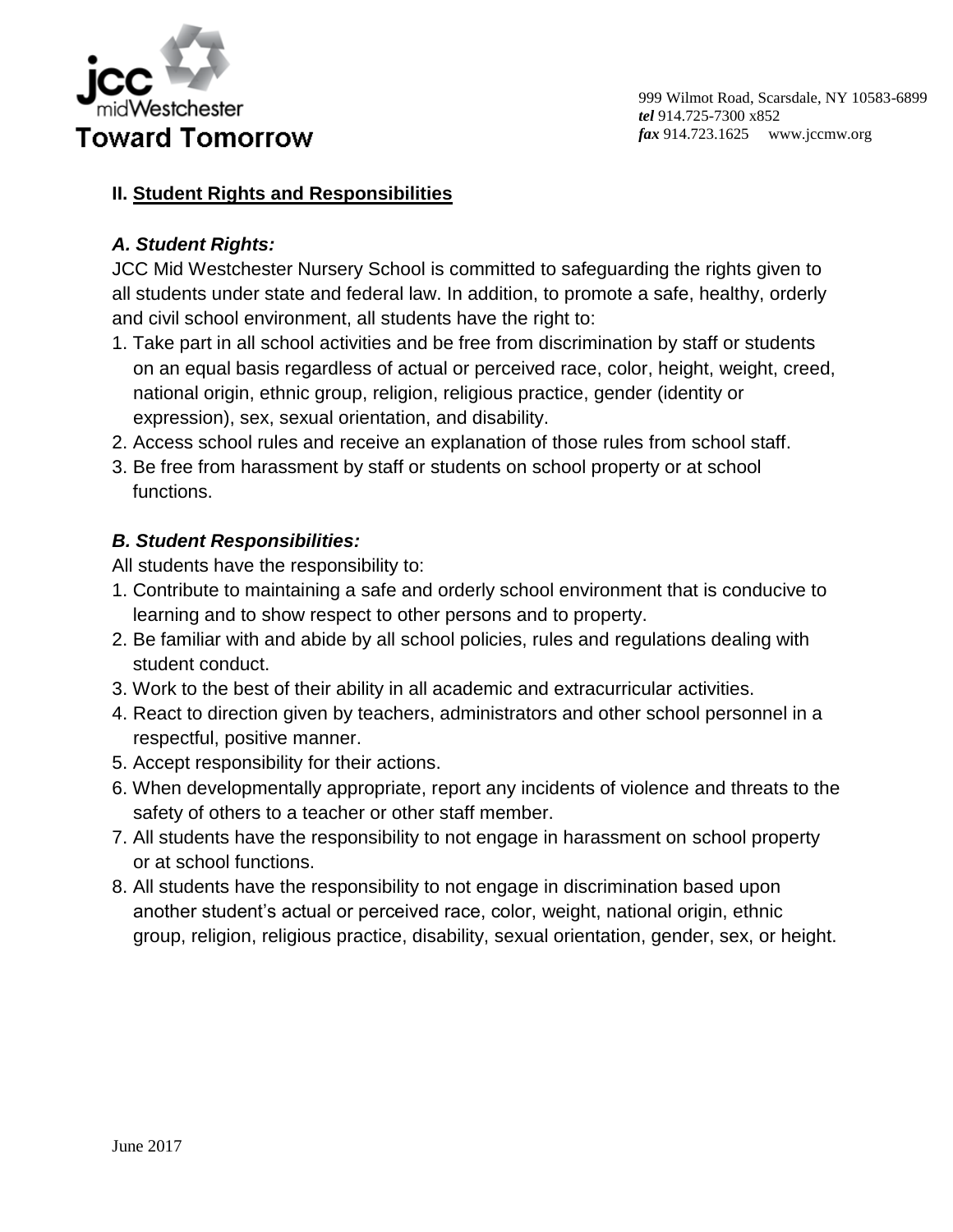## II. Student Rights and Responsibilities

### *A. Student Rights:*

JCC Mid Westchester Nursery School is committed to safeguarding the rights given to all students under state and federal law. In addition, to promote a safe, healthy, orderly and civil school environment, all students have the right to:

1. Take part in all school activities and be free from discrimination by staff or students on an equal basis regardless of actual or perceived race, color, height, weight, creed, national origin, ethnic group, religion, religious practice, gender (identity or expression), sex, sexual orientation, and disability.
2. Access school rules and receive an explanation of those rules from school staff.
3. Be free from harassment by staff or students on school property or at school functions.

### *B. Student Responsibilities:*

All students have the responsibility to:

1. Contribute to maintaining a safe and orderly school environment that is conducive to learning and to show respect to other persons and to property.
2. Be familiar with and abide by all school policies, rules and regulations dealing with student conduct.
3. Work to the best of their ability in all academic and extracurricular activities.
4. React to direction given by teachers, administrators and other school personnel in a respectful, positive manner.
5. Accept responsibility for their actions.
6. When developmentally appropriate, report any incidents of violence and threats to the safety of others to a teacher or other staff member.
7. All students have the responsibility to not engage in harassment on school property or at school functions.
8. All students have the responsibility to not engage in discrimination based upon another student's actual or perceived race, color, weight, national origin, ethnic group, religion, religious practice, disability, sexual orientation, gender, sex, or height.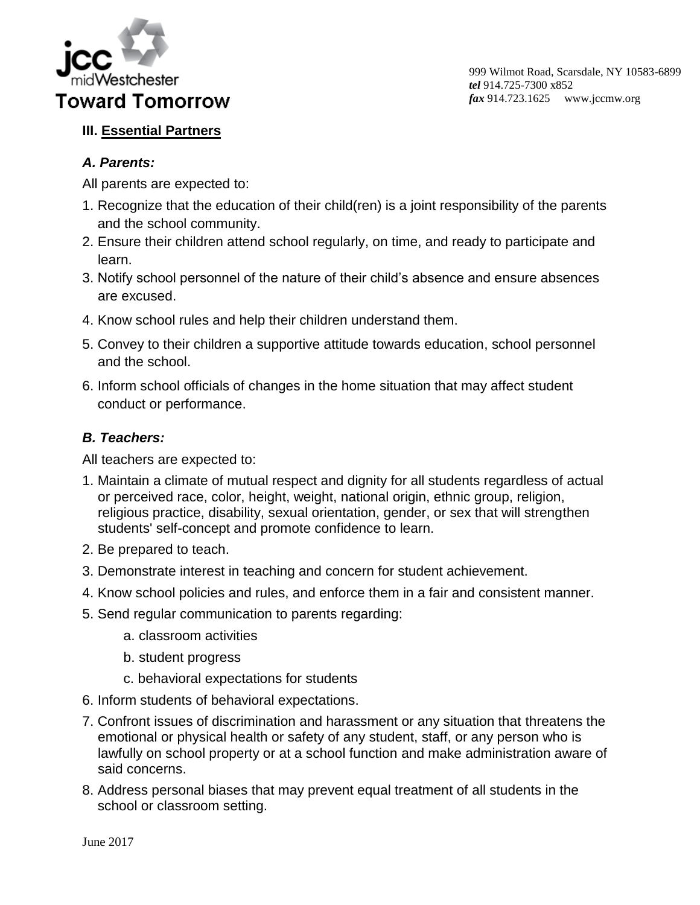## III. Essential Partners

### *A. Parents:*

All parents are expected to:

1. Recognize that the education of their child(ren) is a joint responsibility of the parents and the school community.
2. Ensure their children attend school regularly, on time, and ready to participate and learn.
3. Notify school personnel of the nature of their child's absence and ensure absences are excused.
4. Know school rules and help their children understand them.
5. Convey to their children a supportive attitude towards education, school personnel and the school.
6. Inform school officials of changes in the home situation that may affect student conduct or performance.

### *B. Teachers:*

All teachers are expected to:

1. Maintain a climate of mutual respect and dignity for all students regardless of actual or perceived race, color, height, weight, national origin, ethnic group, religion, religious practice, disability, sexual orientation, gender, or sex that will strengthen students' self-concept and promote confidence to learn.
2. Be prepared to teach.
3. Demonstrate interest in teaching and concern for student achievement.
4. Know school policies and rules, and enforce them in a fair and consistent manner.
5. Send regular communication to parents regarding:
   a. classroom activities
   b. student progress
   c. behavioral expectations for students
6. Inform students of behavioral expectations.
7. Confront issues of discrimination and harassment or any situation that threatens the emotional or physical health or safety of any student, staff, or any person who is lawfully on school property or at a school function and make administration aware of said concerns.
8. Address personal biases that may prevent equal treatment of all students in the school or classroom setting.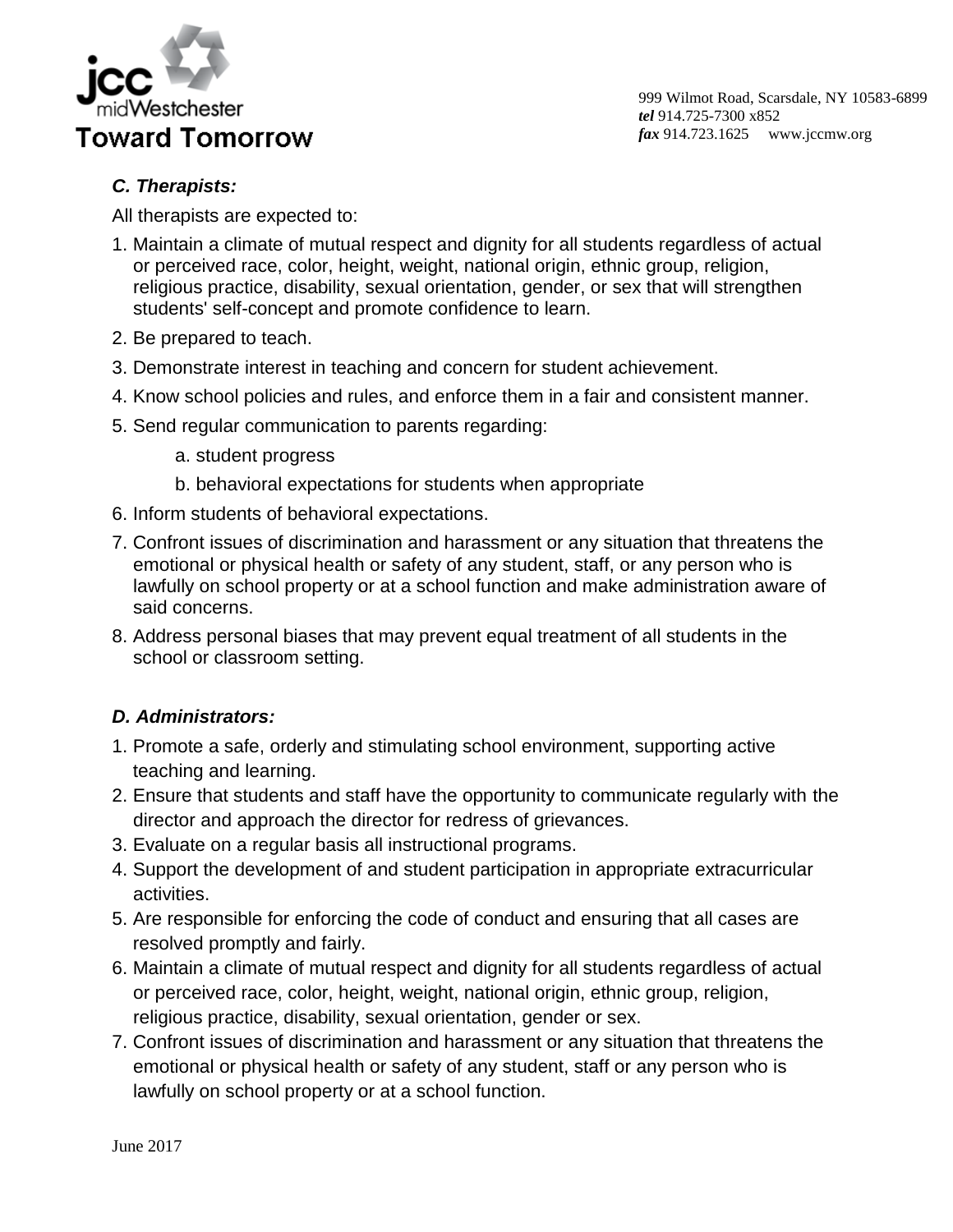### *C. Therapists:*

All therapists are expected to:

1. Maintain a climate of mutual respect and dignity for all students regardless of actual or perceived race, color, height, weight, national origin, ethnic group, religion, religious practice, disability, sexual orientation, gender, or sex that will strengthen students' self-concept and promote confidence to learn.
2. Be prepared to teach.
3. Demonstrate interest in teaching and concern for student achievement.
4. Know school policies and rules, and enforce them in a fair and consistent manner.
5. Send regular communication to parents regarding:
    a. student progress
    b. behavioral expectations for students when appropriate
6. Inform students of behavioral expectations.
7. Confront issues of discrimination and harassment or any situation that threatens the emotional or physical health or safety of any student, staff, or any person who is lawfully on school property or at a school function and make administration aware of said concerns.
8. Address personal biases that may prevent equal treatment of all students in the school or classroom setting.

### *D. Administrators:*

1. Promote a safe, orderly and stimulating school environment, supporting active teaching and learning.
2. Ensure that students and staff have the opportunity to communicate regularly with the director and approach the director for redress of grievances.
3. Evaluate on a regular basis all instructional programs.
4. Support the development of and student participation in appropriate extracurricular activities.
5. Are responsible for enforcing the code of conduct and ensuring that all cases are resolved promptly and fairly.
6. Maintain a climate of mutual respect and dignity for all students regardless of actual or perceived race, color, height, weight, national origin, ethnic group, religion, religious practice, disability, sexual orientation, gender or sex.
7. Confront issues of discrimination and harassment or any situation that threatens the emotional or physical health or safety of any student, staff or any person who is lawfully on school property or at a school function.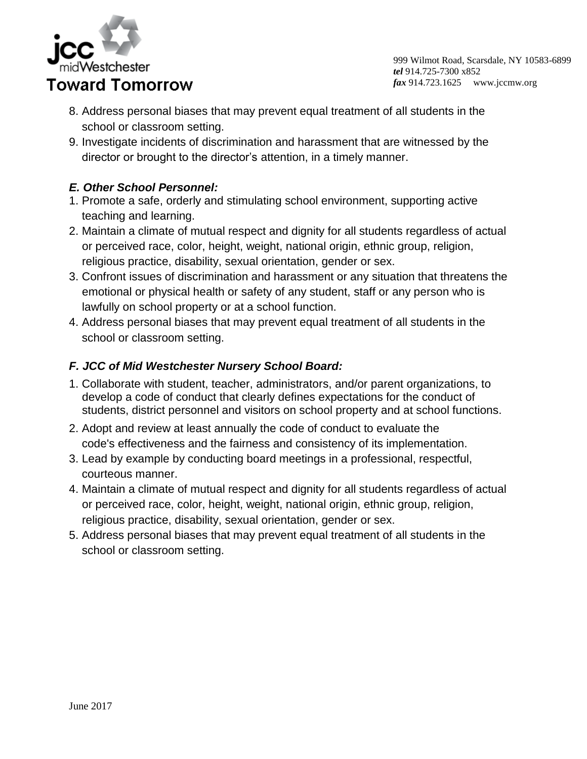8. Address personal biases that may prevent equal treatment of all students in the school or classroom setting.
9. Investigate incidents of discrimination and harassment that are witnessed by the director or brought to the director's attention, in a timely manner.

***E. Other School Personnel:***

1. Promote a safe, orderly and stimulating school environment, supporting active teaching and learning.
2. Maintain a climate of mutual respect and dignity for all students regardless of actual or perceived race, color, height, weight, national origin, ethnic group, religion, religious practice, disability, sexual orientation, gender or sex.
3. Confront issues of discrimination and harassment or any situation that threatens the emotional or physical health or safety of any student, staff or any person who is lawfully on school property or at a school function.
4. Address personal biases that may prevent equal treatment of all students in the school or classroom setting.

***F. JCC of Mid Westchester Nursery School Board:***

1. Collaborate with student, teacher, administrators, and/or parent organizations, to develop a code of conduct that clearly defines expectations for the conduct of students, district personnel and visitors on school property and at school functions.
2. Adopt and review at least annually the code of conduct to evaluate the code's effectiveness and the fairness and consistency of its implementation.
3. Lead by example by conducting board meetings in a professional, respectful, courteous manner.
4. Maintain a climate of mutual respect and dignity for all students regardless of actual or perceived race, color, height, weight, national origin, ethnic group, religion, religious practice, disability, sexual orientation, gender or sex.
5. Address personal biases that may prevent equal treatment of all students in the school or classroom setting.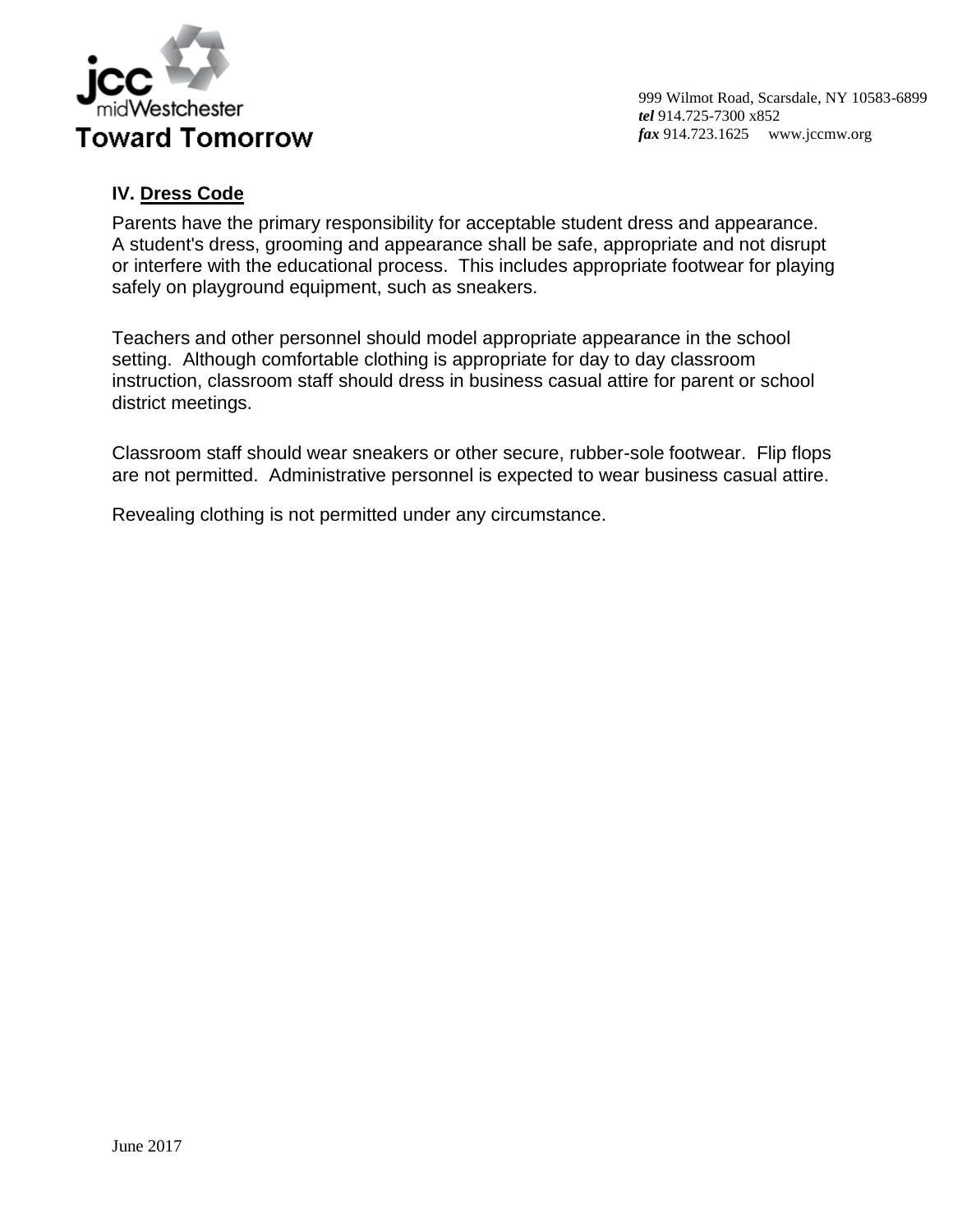## IV. Dress Code

Parents have the primary responsibility for acceptable student dress and appearance. A student's dress, grooming and appearance shall be safe, appropriate and not disrupt or interfere with the educational process. This includes appropriate footwear for playing safely on playground equipment, such as sneakers.

Teachers and other personnel should model appropriate appearance in the school setting. Although comfortable clothing is appropriate for day to day classroom instruction, classroom staff should dress in business casual attire for parent or school district meetings.

Classroom staff should wear sneakers or other secure, rubber-sole footwear. Flip flops are not permitted. Administrative personnel is expected to wear business casual attire.

Revealing clothing is not permitted under any circumstance.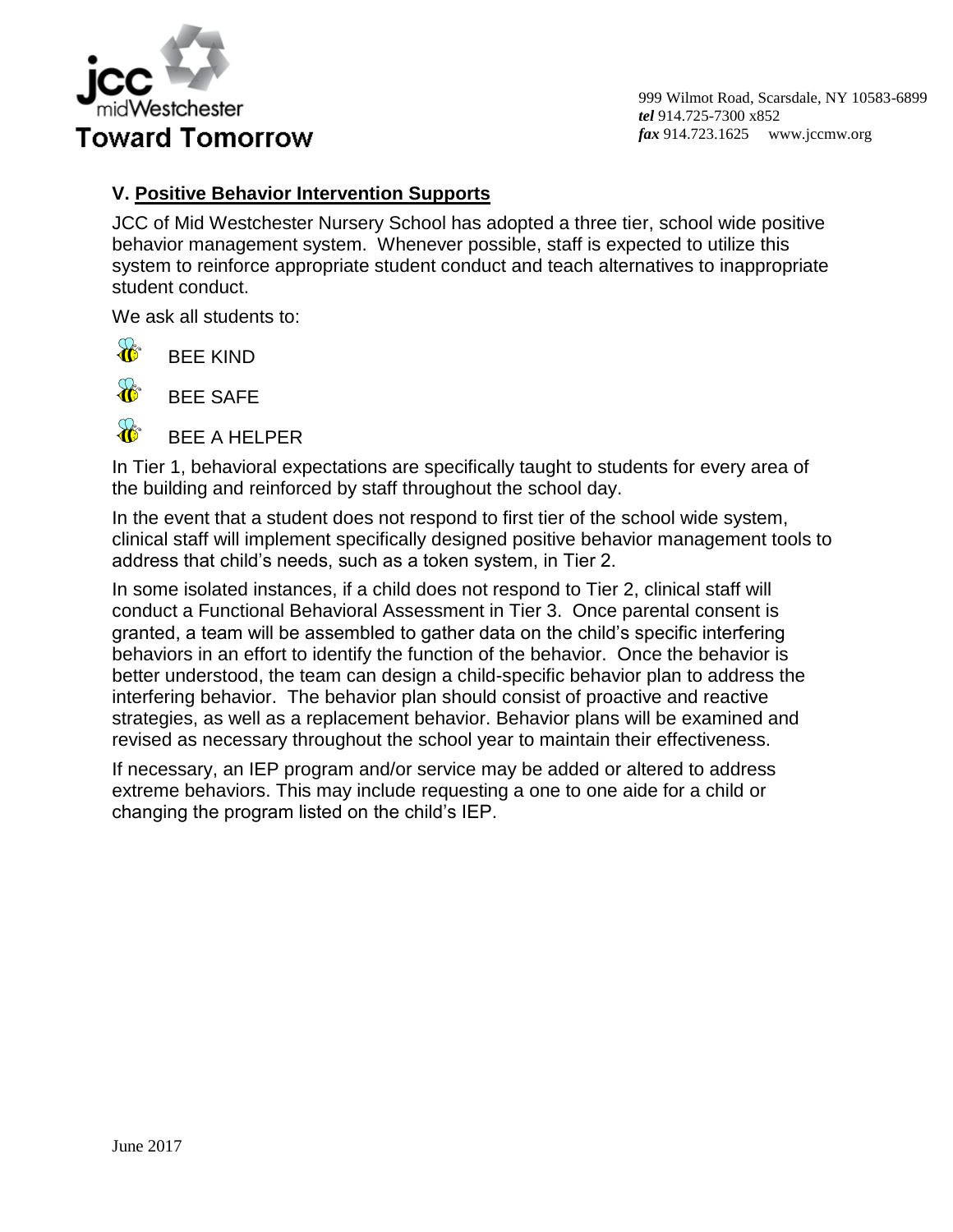## V. Positive Behavior Intervention Supports

JCC of Mid Westchester Nursery School has adopted a three tier, school wide positive behavior management system. Whenever possible, staff is expected to utilize this system to reinforce appropriate student conduct and teach alternatives to inappropriate student conduct.

We ask all students to:

- BEE KIND
- BEE SAFE
- BEE A HELPER

In Tier 1, behavioral expectations are specifically taught to students for every area of the building and reinforced by staff throughout the school day.

In the event that a student does not respond to first tier of the school wide system, clinical staff will implement specifically designed positive behavior management tools to address that child's needs, such as a token system, in Tier 2.

In some isolated instances, if a child does not respond to Tier 2, clinical staff will conduct a Functional Behavioral Assessment in Tier 3. Once parental consent is granted, a team will be assembled to gather data on the child's specific interfering behaviors in an effort to identify the function of the behavior. Once the behavior is better understood, the team can design a child-specific behavior plan to address the interfering behavior. The behavior plan should consist of proactive and reactive strategies, as well as a replacement behavior. Behavior plans will be examined and revised as necessary throughout the school year to maintain their effectiveness.

If necessary, an IEP program and/or service may be added or altered to address extreme behaviors. This may include requesting a one to one aide for a child or changing the program listed on the child's IEP.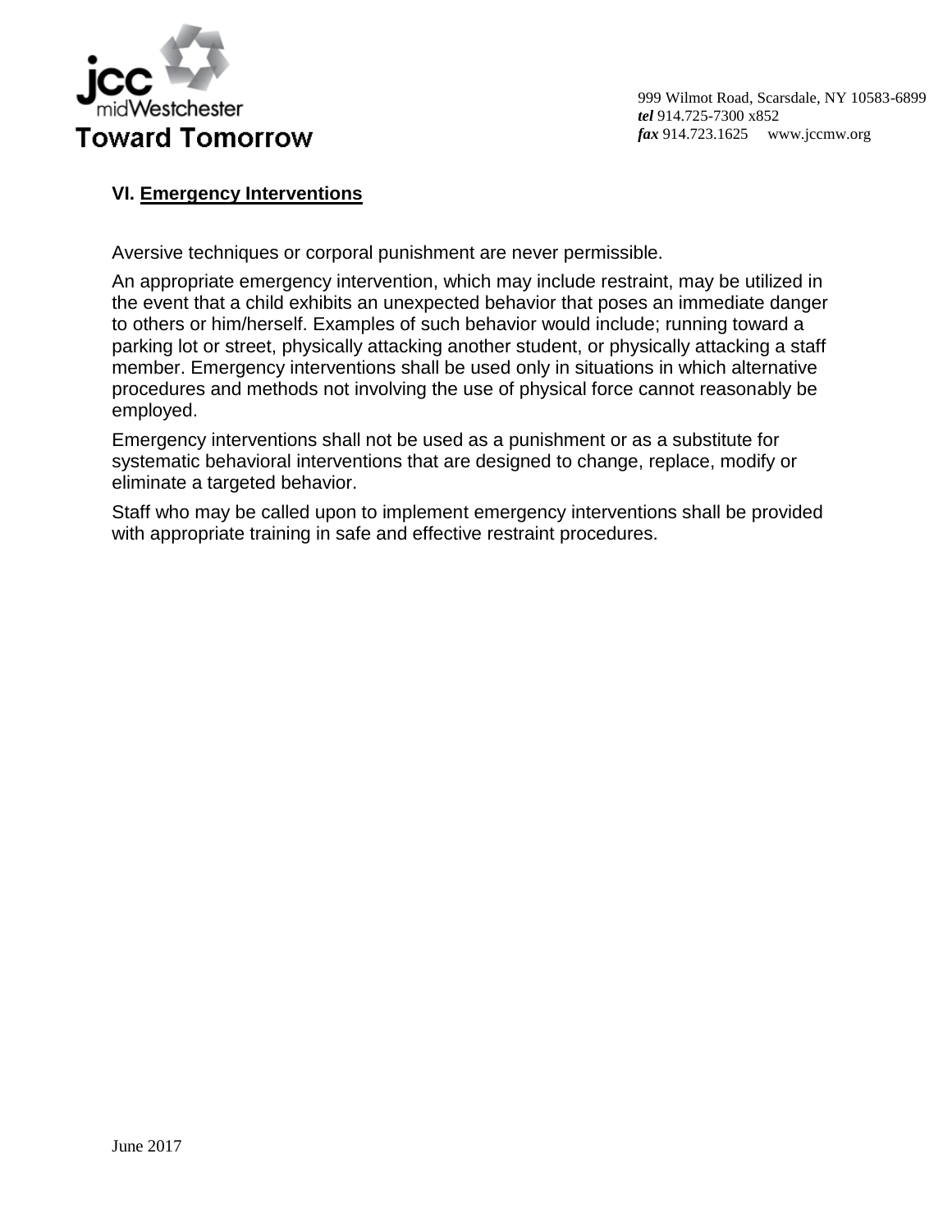## VI. Emergency Interventions

Aversive techniques or corporal punishment are never permissible.

An appropriate emergency intervention, which may include restraint, may be utilized in the event that a child exhibits an unexpected behavior that poses an immediate danger to others or him/herself. Examples of such behavior would include; running toward a parking lot or street, physically attacking another student, or physically attacking a staff member. Emergency interventions shall be used only in situations in which alternative procedures and methods not involving the use of physical force cannot reasonably be employed.

Emergency interventions shall not be used as a punishment or as a substitute for systematic behavioral interventions that are designed to change, replace, modify or eliminate a targeted behavior.

Staff who may be called upon to implement emergency interventions shall be provided with appropriate training in safe and effective restraint procedures.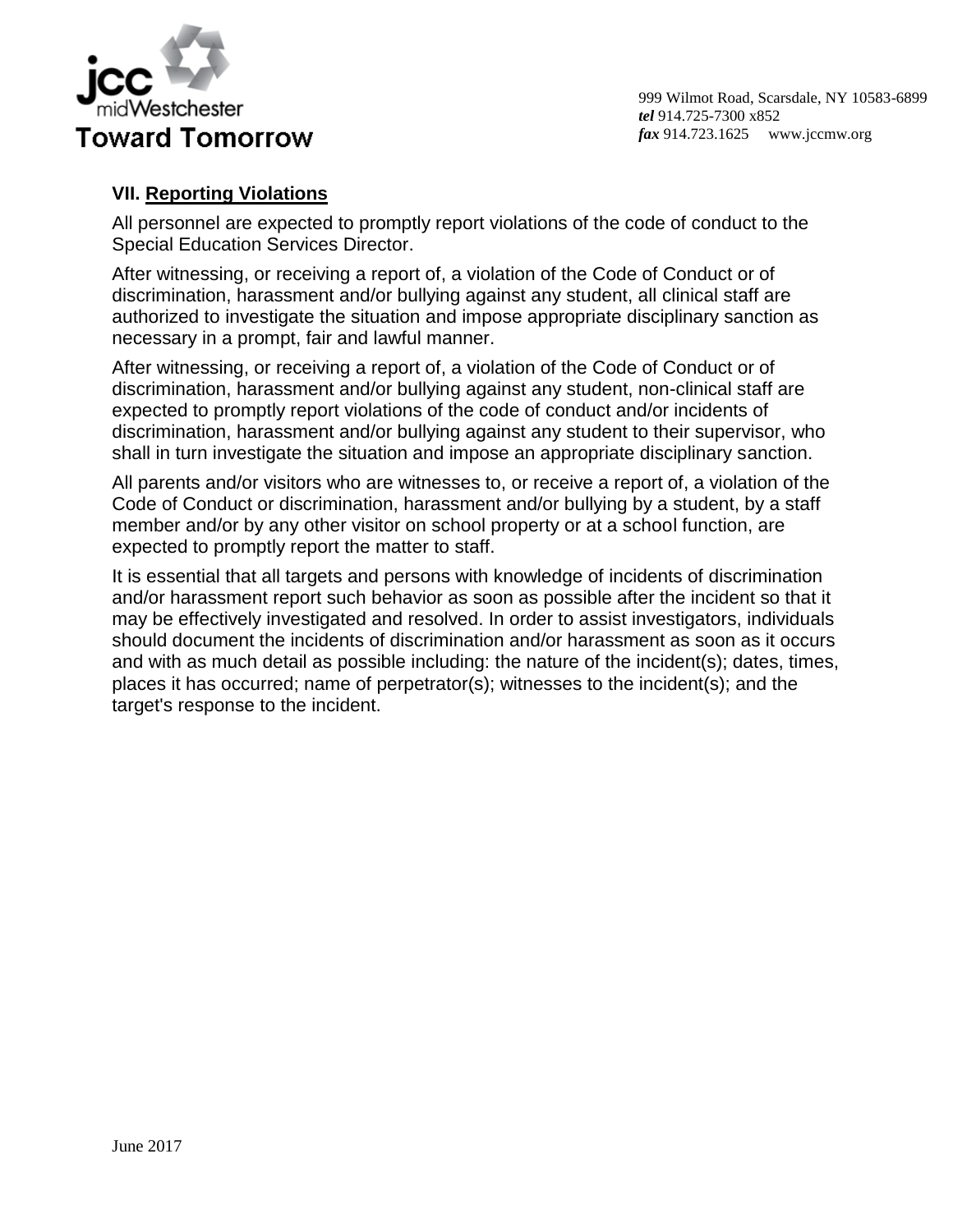### VII. Reporting Violations

All personnel are expected to promptly report violations of the code of conduct to the Special Education Services Director.

After witnessing, or receiving a report of, a violation of the Code of Conduct or of discrimination, harassment and/or bullying against any student, all clinical staff are authorized to investigate the situation and impose appropriate disciplinary sanction as necessary in a prompt, fair and lawful manner.

After witnessing, or receiving a report of, a violation of the Code of Conduct or of discrimination, harassment and/or bullying against any student, non-clinical staff are expected to promptly report violations of the code of conduct and/or incidents of discrimination, harassment and/or bullying against any student to their supervisor, who shall in turn investigate the situation and impose an appropriate disciplinary sanction.

All parents and/or visitors who are witnesses to, or receive a report of, a violation of the Code of Conduct or discrimination, harassment and/or bullying by a student, by a staff member and/or by any other visitor on school property or at a school function, are expected to promptly report the matter to staff.

It is essential that all targets and persons with knowledge of incidents of discrimination and/or harassment report such behavior as soon as possible after the incident so that it may be effectively investigated and resolved. In order to assist investigators, individuals should document the incidents of discrimination and/or harassment as soon as it occurs and with as much detail as possible including: the nature of the incident(s); dates, times, places it has occurred; name of perpetrator(s); witnesses to the incident(s); and the target's response to the incident.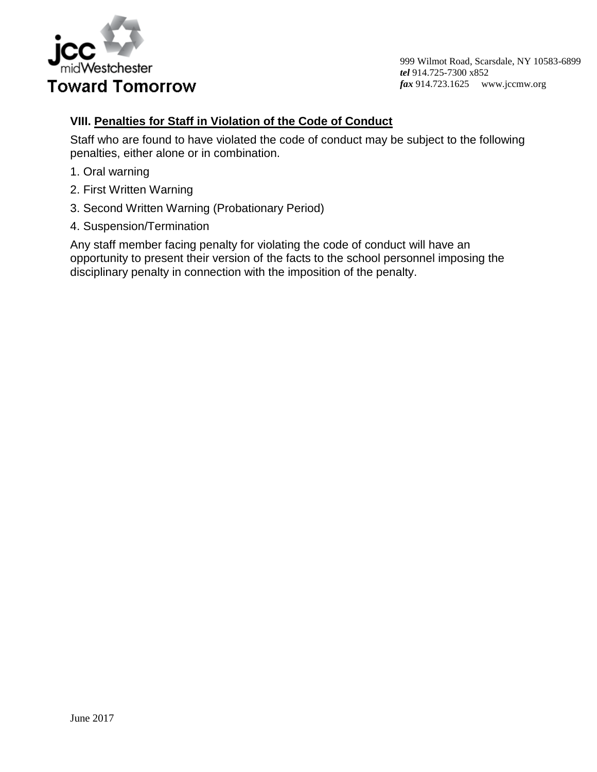### VIII. Penalties for Staff in Violation of the Code of Conduct

Staff who are found to have violated the code of conduct may be subject to the following penalties, either alone or in combination.

1. Oral warning
2. First Written Warning
3. Second Written Warning (Probationary Period)
4. Suspension/Termination

Any staff member facing penalty for violating the code of conduct will have an opportunity to present their version of the facts to the school personnel imposing the disciplinary penalty in connection with the imposition of the penalty.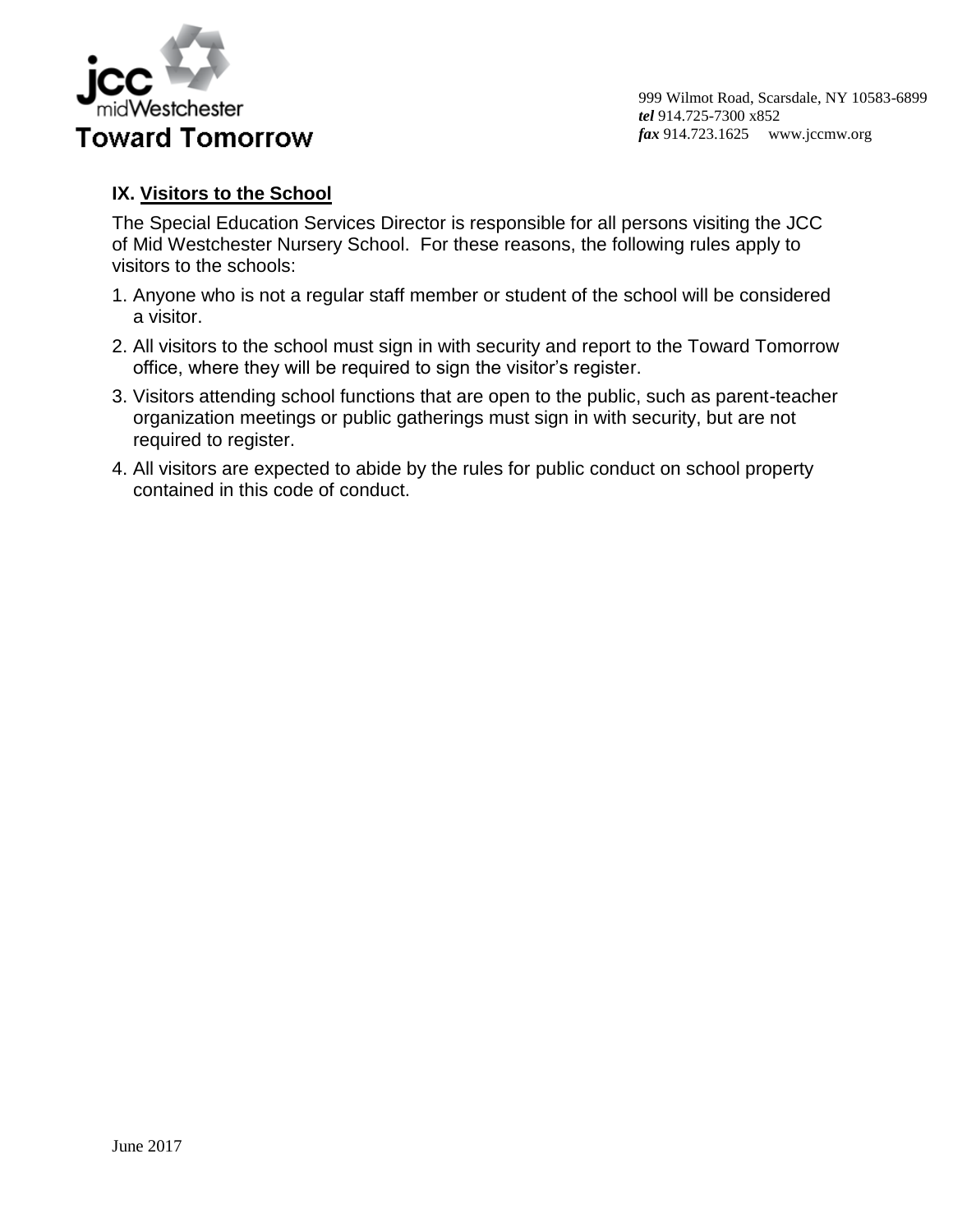## IX. Visitors to the School

The Special Education Services Director is responsible for all persons visiting the JCC of Mid Westchester Nursery School. For these reasons, the following rules apply to visitors to the schools:

1. Anyone who is not a regular staff member or student of the school will be considered a visitor.
2. All visitors to the school must sign in with security and report to the Toward Tomorrow office, where they will be required to sign the visitor's register.
3. Visitors attending school functions that are open to the public, such as parent-teacher organization meetings or public gatherings must sign in with security, but are not required to register.
4. All visitors are expected to abide by the rules for public conduct on school property contained in this code of conduct.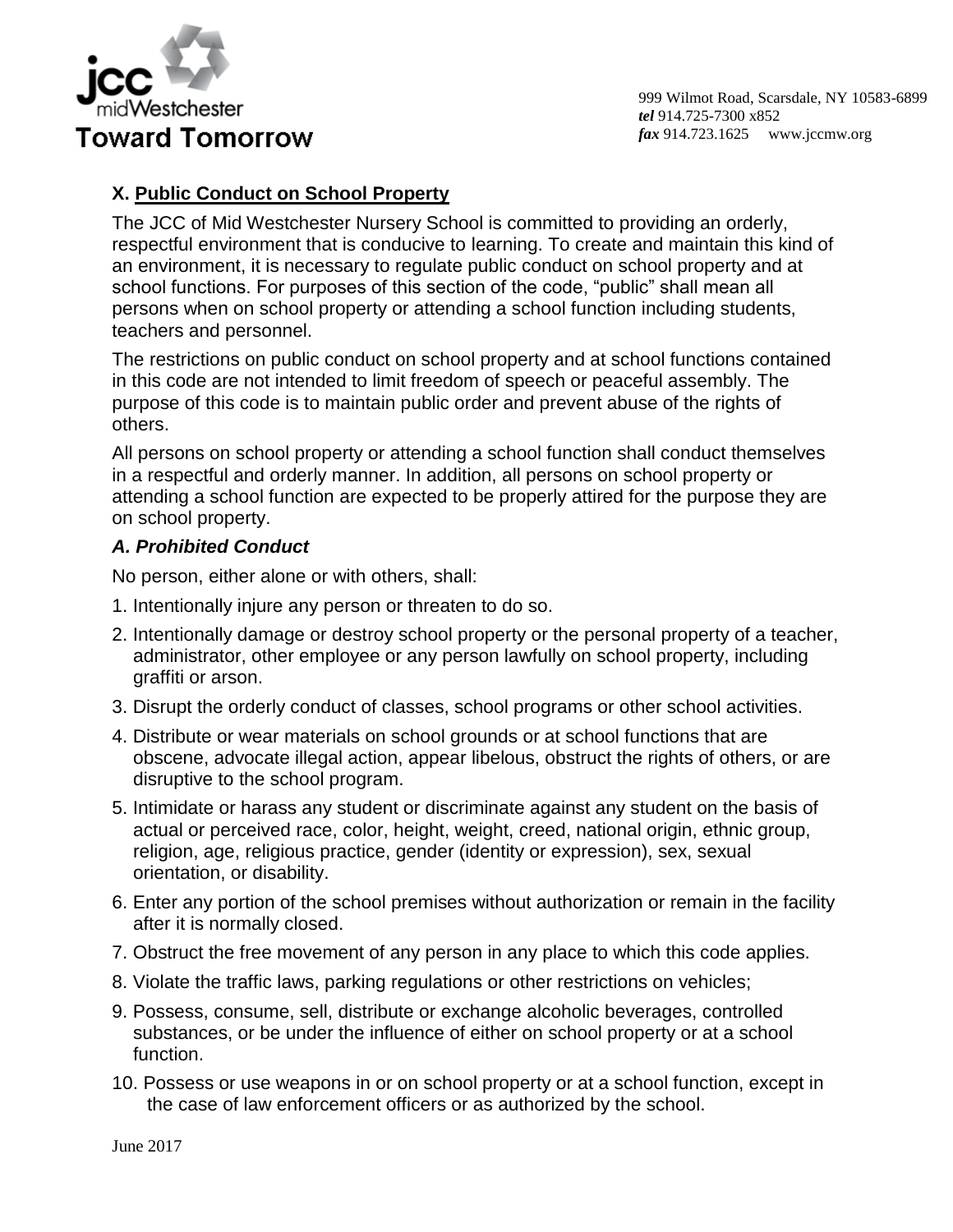## X. Public Conduct on School Property

The JCC of Mid Westchester Nursery School is committed to providing an orderly, respectful environment that is conducive to learning. To create and maintain this kind of an environment, it is necessary to regulate public conduct on school property and at school functions. For purposes of this section of the code, "public" shall mean all persons when on school property or attending a school function including students, teachers and personnel.

The restrictions on public conduct on school property and at school functions contained in this code are not intended to limit freedom of speech or peaceful assembly. The purpose of this code is to maintain public order and prevent abuse of the rights of others.

All persons on school property or attending a school function shall conduct themselves in a respectful and orderly manner. In addition, all persons on school property or attending a school function are expected to be properly attired for the purpose they are on school property.

### *A. Prohibited Conduct*

No person, either alone or with others, shall:

1. Intentionally injure any person or threaten to do so.
2. Intentionally damage or destroy school property or the personal property of a teacher, administrator, other employee or any person lawfully on school property, including graffiti or arson.
3. Disrupt the orderly conduct of classes, school programs or other school activities.
4. Distribute or wear materials on school grounds or at school functions that are obscene, advocate illegal action, appear libelous, obstruct the rights of others, or are disruptive to the school program.
5. Intimidate or harass any student or discriminate against any student on the basis of actual or perceived race, color, height, weight, creed, national origin, ethnic group, religion, age, religious practice, gender (identity or expression), sex, sexual orientation, or disability.
6. Enter any portion of the school premises without authorization or remain in the facility after it is normally closed.
7. Obstruct the free movement of any person in any place to which this code applies.
8. Violate the traffic laws, parking regulations or other restrictions on vehicles;
9. Possess, consume, sell, distribute or exchange alcoholic beverages, controlled substances, or be under the influence of either on school property or at a school function.
10. Possess or use weapons in or on school property or at a school function, except in the case of law enforcement officers or as authorized by the school.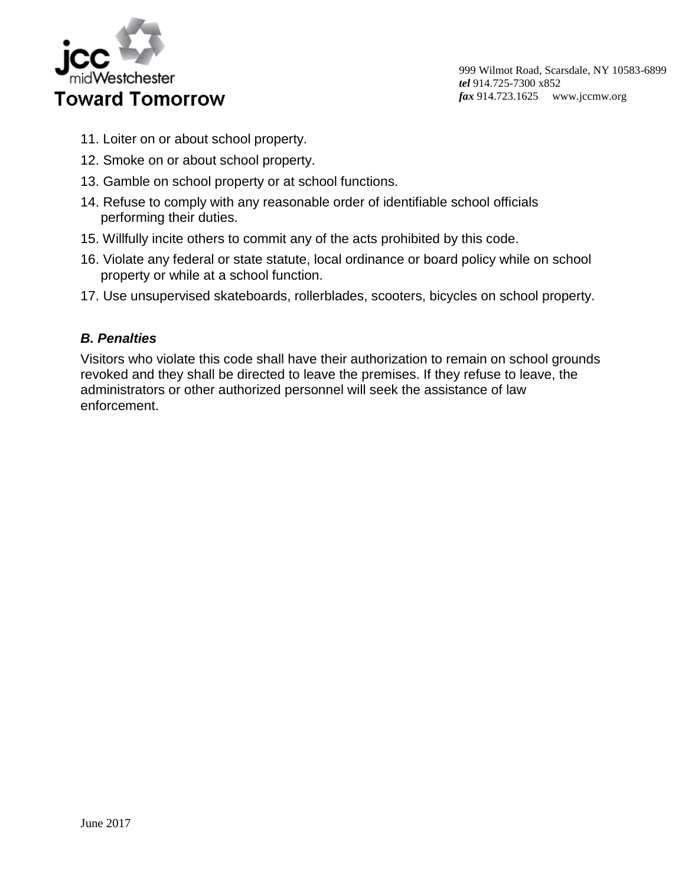11. Loiter on or about school property.
12. Smoke on or about school property.
13. Gamble on school property or at school functions.
14. Refuse to comply with any reasonable order of identifiable school officials performing their duties.
15. Willfully incite others to commit any of the acts prohibited by this code.
16. Violate any federal or state statute, local ordinance or board policy while on school property or while at a school function.
17. Use unsupervised skateboards, rollerblades, scooters, bicycles on school property.

***B. Penalties***

Visitors who violate this code shall have their authorization to remain on school grounds revoked and they shall be directed to leave the premises. If they refuse to leave, the administrators or other authorized personnel will seek the assistance of law enforcement.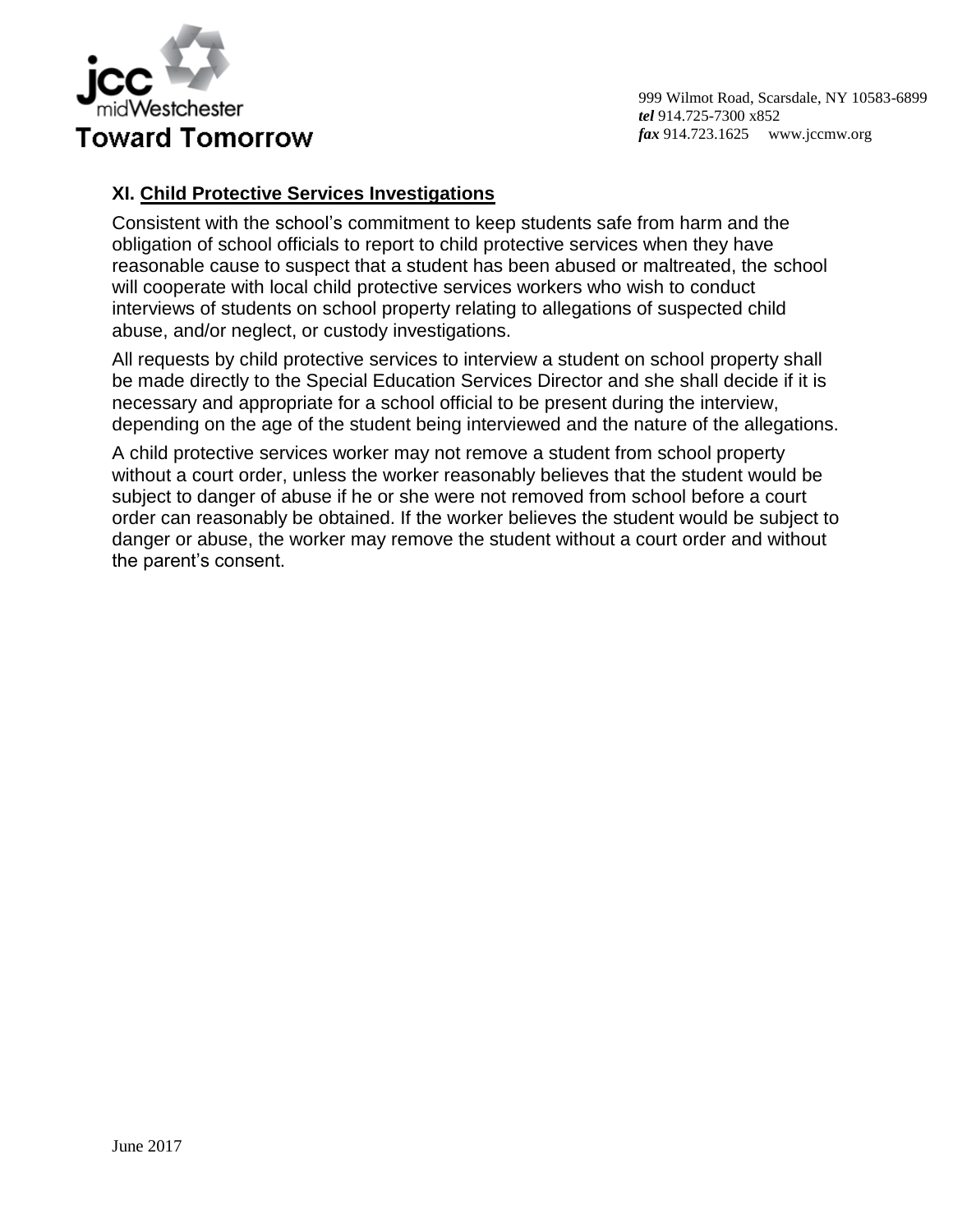## XI. Child Protective Services Investigations

Consistent with the school's commitment to keep students safe from harm and the obligation of school officials to report to child protective services when they have reasonable cause to suspect that a student has been abused or maltreated, the school will cooperate with local child protective services workers who wish to conduct interviews of students on school property relating to allegations of suspected child abuse, and/or neglect, or custody investigations.

All requests by child protective services to interview a student on school property shall be made directly to the Special Education Services Director and she shall decide if it is necessary and appropriate for a school official to be present during the interview, depending on the age of the student being interviewed and the nature of the allegations.

A child protective services worker may not remove a student from school property without a court order, unless the worker reasonably believes that the student would be subject to danger of abuse if he or she were not removed from school before a court order can reasonably be obtained. If the worker believes the student would be subject to danger or abuse, the worker may remove the student without a court order and without the parent's consent.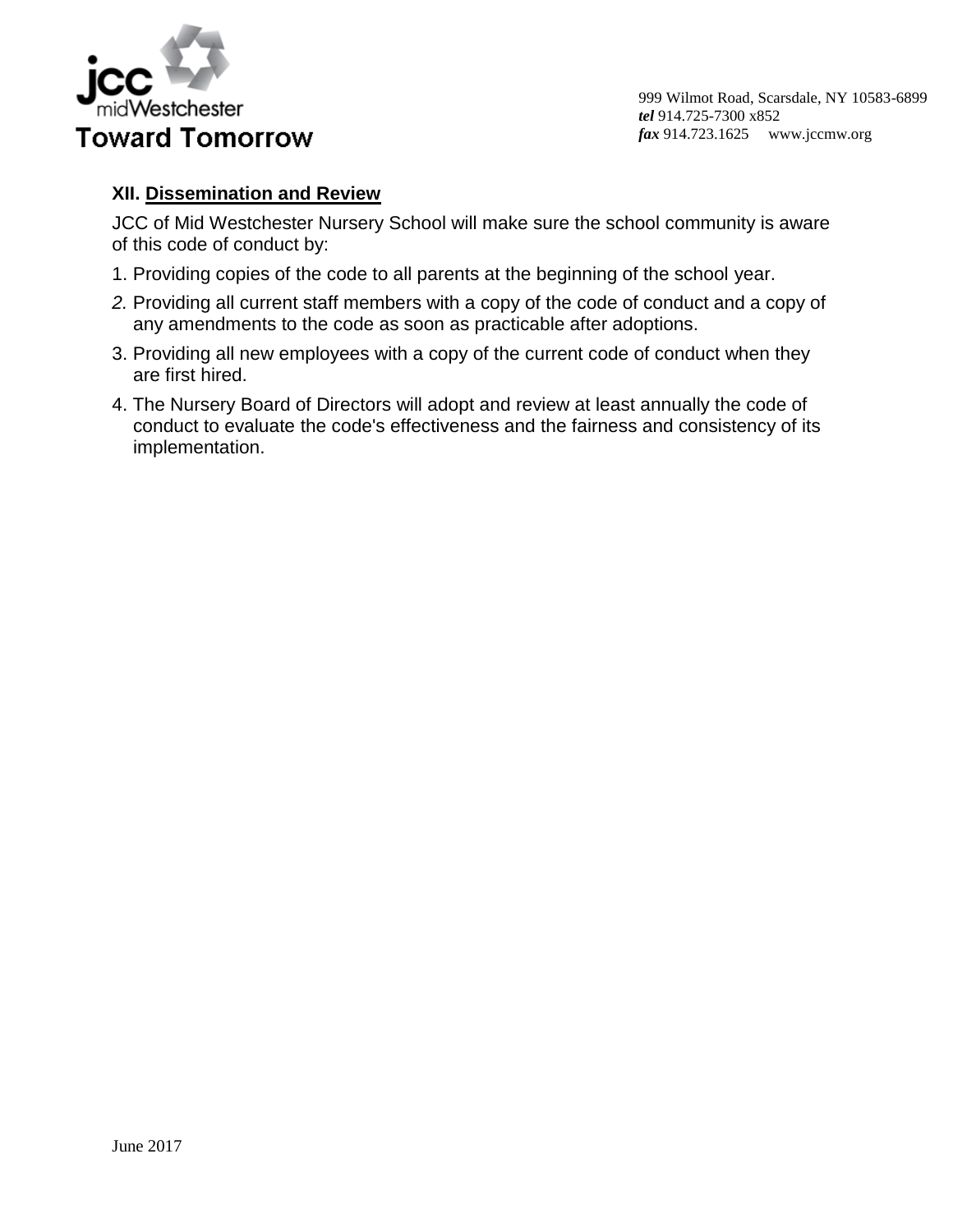### XII. Dissemination and Review

JCC of Mid Westchester Nursery School will make sure the school community is aware of this code of conduct by:

1. Providing copies of the code to all parents at the beginning of the school year.
2. Providing all current staff members with a copy of the code of conduct and a copy of any amendments to the code as soon as practicable after adoptions.
3. Providing all new employees with a copy of the current code of conduct when they are first hired.
4. The Nursery Board of Directors will adopt and review at least annually the code of conduct to evaluate the code's effectiveness and the fairness and consistency of its implementation.